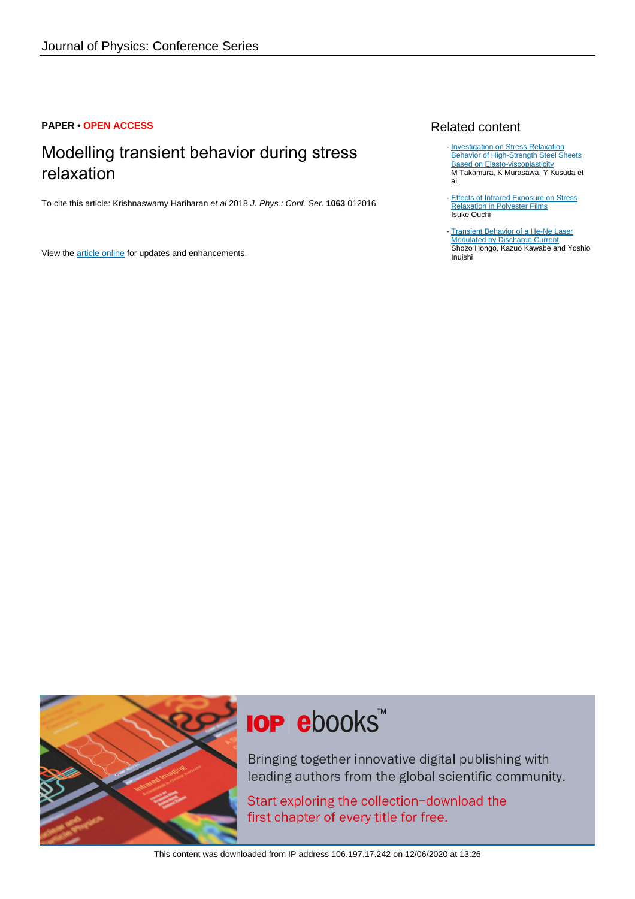Journal of Physics: Conference Series

**PAPER • OPEN ACCESS**

# Modelling transient behavior during stress relaxation

To cite this article: Krishnaswamy Hariharan *et al* 2018 *J. Phys.: Conf. Ser.* **1063** 012016

View the article online for updates and enhancements.

## Related content

- Investigation on Stress Relaxation Behavior of High-Strength Steel Sheets Based on Elasto-viscoplasticity
  M Takamura, K Murasawa, Y Kusuda et al.
- Effects of Infrared Exposure on Stress Relaxation in Polyester Films
  Isuke Ouchi
- Transient Behavior of a He-Ne Laser Modulated by Discharge Current
  Shozo Hongo, Kazuo Kawabe and Yoshio Inuishi

IOP ebooks™

Bringing together innovative digital publishing with leading authors from the global scientific community.

Start exploring the collection–download the first chapter of every title for free.

This content was downloaded from IP address 106.197.17.242 on 12/06/2020 at 13:26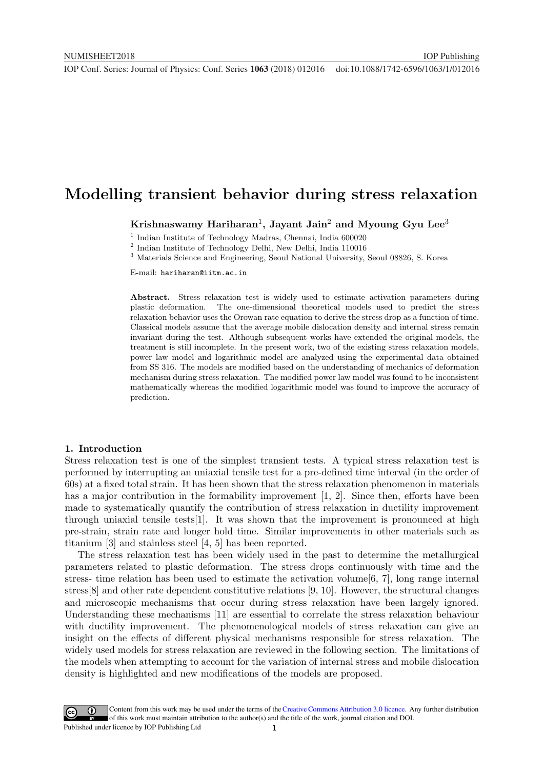# Modelling transient behavior during stress relaxation

**Krishnaswamy Hariharan**[1]**, Jayant Jain**[2] **and Myoung Gyu Lee**[3]

[1] Indian Institute of Technology Madras, Chennai, India 600020

[2] Indian Institute of Technology Delhi, New Delhi, India 110016

[3] Materials Science and Engineering, Seoul National University, Seoul 08826, S. Korea

E-mail: hariharan@iitm.ac.in

**Abstract.** Stress relaxation test is widely used to estimate activation parameters during plastic deformation. The one-dimensional theoretical models used to predict the stress relaxation behavior uses the Orowan rate equation to derive the stress drop as a function of time. Classical models assume that the average mobile dislocation density and internal stress remain invariant during the test. Although subsequent works have extended the original models, the treatment is still incomplete. In the present work, two of the existing stress relaxation models, power law model and logarithmic model are analyzed using the experimental data obtained from SS 316. The models are modified based on the understanding of mechanics of deformation mechanism during stress relaxation. The modified power law model was found to be inconsistent mathematically whereas the modified logarithmic model was found to improve the accuracy of prediction.

## 1. Introduction

Stress relaxation test is one of the simplest transient tests. A typical stress relaxation test is performed by interrupting an uniaxial tensile test for a pre-defined time interval (in the order of 60s) at a fixed total strain. It has been shown that the stress relaxation phenomenon in materials has a major contribution in the formability improvement [1, 2]. Since then, efforts have been made to systematically quantify the contribution of stress relaxation in ductility improvement through uniaxial tensile tests[1]. It was shown that the improvement is pronounced at high pre-strain, strain rate and longer hold time. Similar improvements in other materials such as titanium [3] and stainless steel [4, 5] has been reported.

The stress relaxation test has been widely used in the past to determine the metallurgical parameters related to plastic deformation. The stress drops continuously with time and the stress- time relation has been used to estimate the activation volume[6, 7], long range internal stress[8] and other rate dependent constitutive relations [9, 10]. However, the structural changes and microscopic mechanisms that occur during stress relaxation have been largely ignored. Understanding these mechanisms [11] are essential to correlate the stress relaxation behaviour with ductility improvement. The phenomenological models of stress relaxation can give an insight on the effects of different physical mechanisms responsible for stress relaxation. The widely used models for stress relaxation are reviewed in the following section. The limitations of the models when attempting to account for the variation of internal stress and mobile dislocation density is highlighted and new modifications of the models are proposed.

Content from this work may be used under the terms of the Creative Commons Attribution 3.0 licence. Any further distribution of this work must maintain attribution to the author(s) and the title of the work, journal citation and DOI.
Published under licence by IOP Publishing Ltd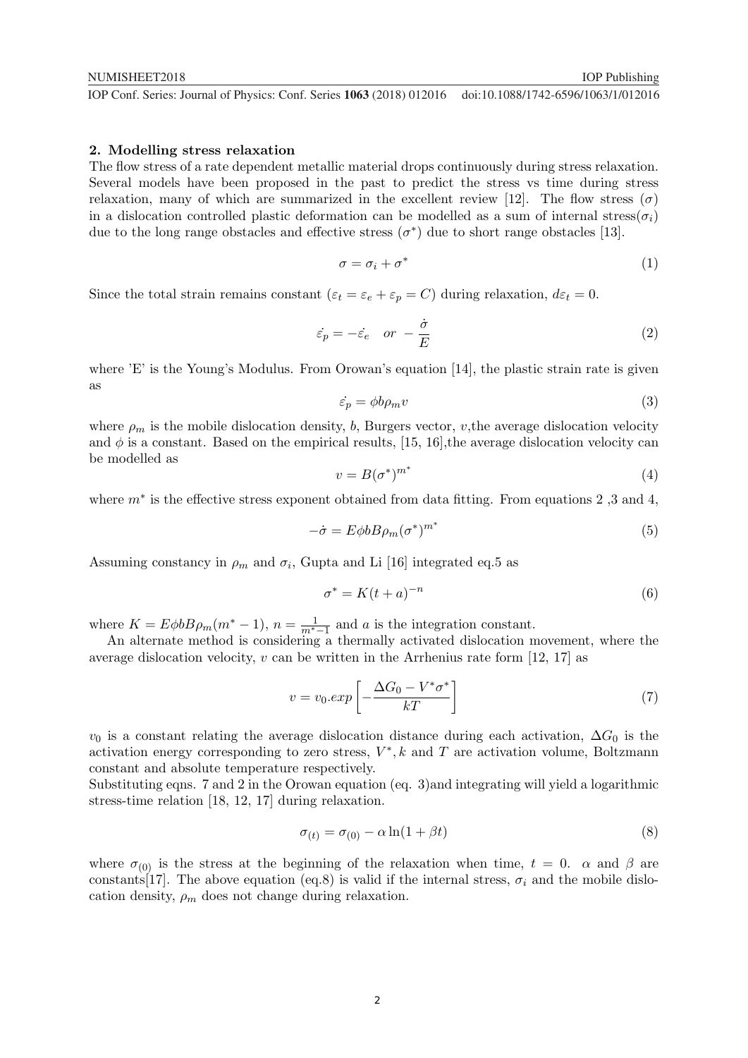## 2. Modelling stress relaxation

The flow stress of a rate dependent metallic material drops continuously during stress relaxation. Several models have been proposed in the past to predict the stress vs time during stress relaxation, many of which are summarized in the excellent review [12]. The flow stress ($\sigma$) in a dislocation controlled plastic deformation can be modelled as a sum of internal stress($\sigma_i$) due to the long range obstacles and effective stress ($\sigma^*$) due to short range obstacles [13].

$$\sigma = \sigma_i + \sigma^* \tag{1}$$

Since the total strain remains constant ($\varepsilon_t = \varepsilon_e + \varepsilon_p = C$) during relaxation, $d\varepsilon_t = 0$.

$$\dot{\varepsilon_p} = -\dot{\varepsilon_e} \quad or \ -\frac{\dot{\sigma}}{E} \tag{2}$$

where 'E' is the Young's Modulus. From Orowan's equation [14], the plastic strain rate is given as

$$\dot{\varepsilon_p} = \phi b \rho_m v \tag{3}$$

where $\rho_m$ is the mobile dislocation density, $b$, Burgers vector, $v$,the average dislocation velocity and $\phi$ is a constant. Based on the empirical results, [15, 16],the average dislocation velocity can be modelled as

$$v = B(\sigma^*)^{m^*} \tag{4}$$

where $m^*$ is the effective stress exponent obtained from data fitting. From equations 2 ,3 and 4,

$$-\dot{\sigma} = E\phi b B \rho_m (\sigma^*)^{m^*} \tag{5}$$

Assuming constancy in $\rho_m$ and $\sigma_i$, Gupta and Li [16] integrated eq.5 as

$$\sigma^* = K(t+a)^{-n} \tag{6}$$

where $K = E\phi b B \rho_m (m^* - 1)$, $n = \frac{1}{m^*-1}$ and $a$ is the integration constant.

An alternate method is considering a thermally activated dislocation movement, where the average dislocation velocity, $v$ can be written in the Arrhenius rate form [12, 17] as

$$v = v_0.exp\left[-\frac{\Delta G_0 - V^* \sigma^*}{kT}\right] \tag{7}$$

$v_0$ is a constant relating the average dislocation distance during each activation, $\Delta G_0$ is the activation energy corresponding to zero stress, $V^*, k$ and $T$ are activation volume, Boltzmann constant and absolute temperature respectively.

Substituting eqns. 7 and 2 in the Orowan equation (eq. 3)and integrating will yield a logarithmic stress-time relation [18, 12, 17] during relaxation.

$$\sigma_{(t)} = \sigma_{(0)} - \alpha \ln(1 + \beta t) \tag{8}$$

where $\sigma_{(0)}$ is the stress at the beginning of the relaxation when time, $t = 0$. $\alpha$ and $\beta$ are constants[17]. The above equation (eq.8) is valid if the internal stress, $\sigma_i$ and the mobile dislocation density, $\rho_m$ does not change during relaxation.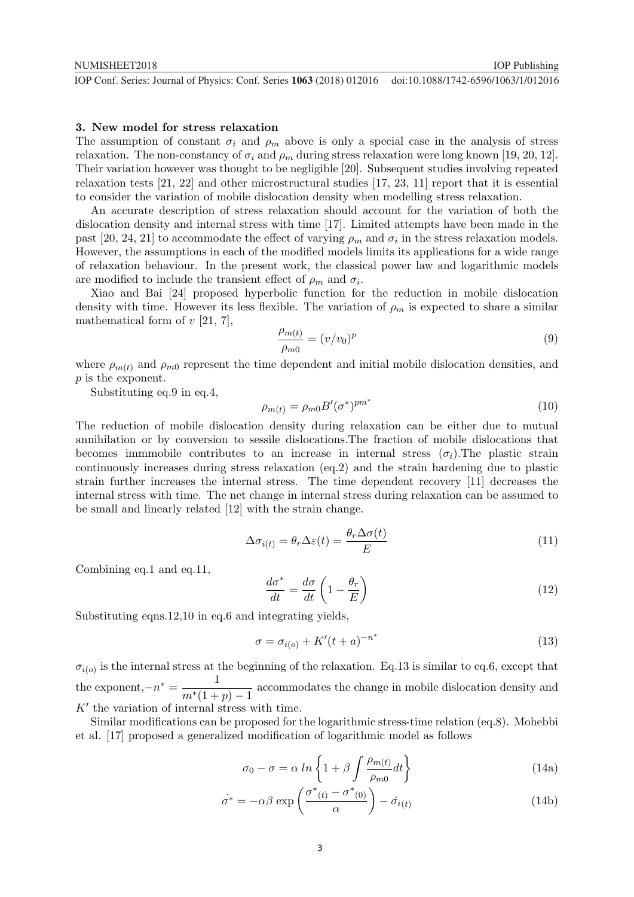### 3. New model for stress relaxation

The assumption of constant $\sigma_i$ and $\rho_m$ above is only a special case in the analysis of stress relaxation. The non-constancy of $\sigma_i$ and $\rho_m$ during stress relaxation were long known [19, 20, 12]. Their variation however was thought to be negligible [20]. Subsequent studies involving repeated relaxation tests [21, 22] and other microstructural studies [17, 23, 11] report that it is essential to consider the variation of mobile dislocation density when modelling stress relaxation.

An accurate description of stress relaxation should account for the variation of both the dislocation density and internal stress with time [17]. Limited attempts have been made in the past [20, 24, 21] to accommodate the effect of varying $\rho_m$ and $\sigma_i$ in the stress relaxation models. However, the assumptions in each of the modified models limits its applications for a wide range of relaxation behaviour. In the present work, the classical power law and logarithmic models are modified to include the transient effect of $\rho_m$ and $\sigma_i$.

Xiao and Bai [24] proposed hyperbolic function for the reduction in mobile dislocation density with time. However its less flexible. The variation of $\rho_m$ is expected to share a similar mathematical form of $v$ [21, 7],

$$\frac{\rho_{m(t)}}{\rho_{m0}} = (v/v_0)^p \tag{9}$$

where $\rho_{m(t)}$ and $\rho_{m0}$ represent the time dependent and initial mobile dislocation densities, and $p$ is the exponent.

Substituting eq.9 in eq.4,

$$\rho_{m(t)} = \rho_{m0} B'(\sigma^*)^{pm^*} \tag{10}$$

The reduction of mobile dislocation density during relaxation can be either due to mutual annihilation or by conversion to sessile dislocations.The fraction of mobile dislocations that becomes immmobile contributes to an increase in internal stress ($\sigma_i$).The plastic strain continuously increases during stress relaxation (eq.2) and the strain hardening due to plastic strain further increases the internal stress. The time dependent recovery [11] decreases the internal stress with time. The net change in internal stress during relaxation can be assumed to be small and linearly related [12] with the strain change.

$$\Delta\sigma_{i(t)} = \theta_r \Delta\varepsilon(t) = \frac{\theta_r \Delta\sigma(t)}{E} \tag{11}$$

Combining eq.1 and eq.11,

$$\frac{d\sigma^*}{dt} = \frac{d\sigma}{dt}\left(1 - \frac{\theta_r}{E}\right) \tag{12}$$

Substituting eqns.12,10 in eq.6 and integrating yields,

$$\sigma = \sigma_{i(o)} + K'(t+a)^{-n^*} \tag{13}$$

$\sigma_{i(o)}$ is the internal stress at the beginning of the relaxation. Eq.13 is similar to eq.6, except that the exponent,$-n^* = \dfrac{1}{m^*(1+p)-1}$ accommodates the change in mobile dislocation density and $K'$ the variation of internal stress with time.

Similar modifications can be proposed for the logarithmic stress-time relation (eq.8). Mohebbi et al. [17] proposed a generalized modification of logarithmic model as follows

$$\sigma_0 - \sigma = \alpha \, ln\left\{1 + \beta \int \frac{\rho_{m(t)}}{\rho_{m0}} dt\right\} \tag{14a}$$

$$\dot{\sigma^*} = -\alpha\beta \exp\left(\frac{{\sigma^*}_{(t)} - {\sigma^*}_{(0)}}{\alpha}\right) - \dot{\sigma}_{i(t)} \tag{14b}$$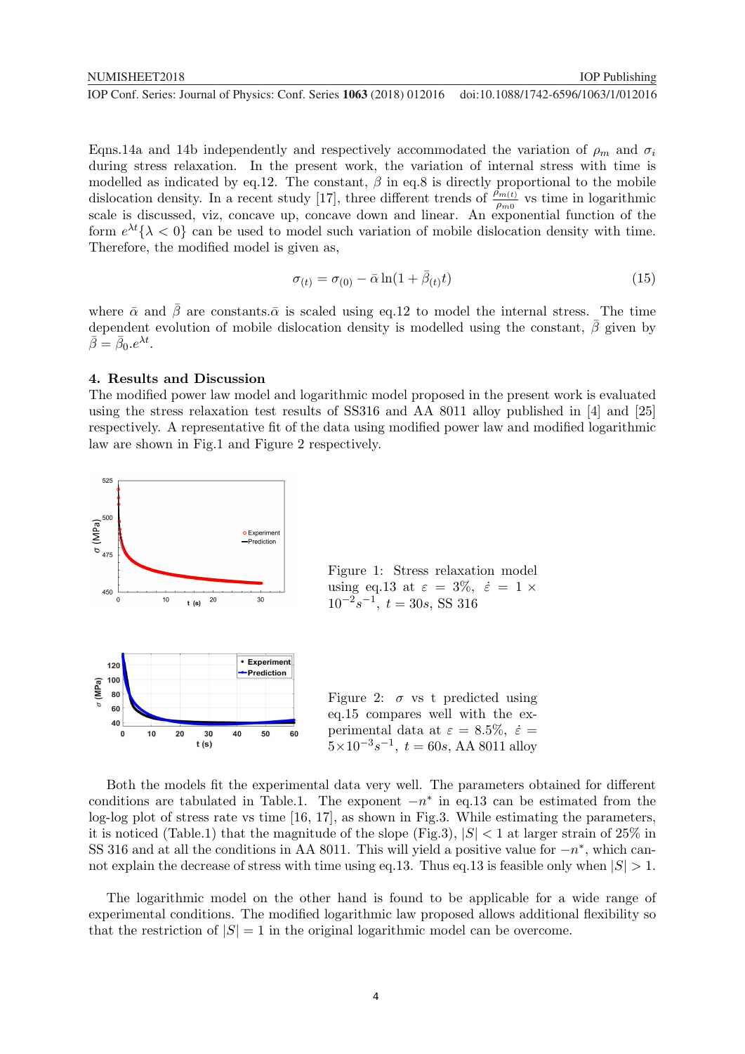Eqns.14a and 14b independently and respectively accommodated the variation of $\rho_m$ and $\sigma_i$ during stress relaxation. In the present work, the variation of internal stress with time is modelled as indicated by eq.12. The constant, $\beta$ in eq.8 is directly proportional to the mobile dislocation density. In a recent study [17], three different trends of $\frac{\rho_{m(t)}}{\rho_{m0}}$ vs time in logarithmic scale is discussed, viz, concave up, concave down and linear. An exponential function of the form $e^{\lambda t}\{\lambda < 0\}$ can be used to model such variation of mobile dislocation density with time. Therefore, the modified model is given as,

$$\sigma_{(t)} = \sigma_{(0)} - \bar{\alpha}\ln(1 + \bar{\beta}_{(t)}t) \tag{15}$$

where $\bar{\alpha}$ and $\bar{\beta}$ are constants.$\bar{\alpha}$ is scaled using eq.12 to model the internal stress. The time dependent evolution of mobile dislocation density is modelled using the constant, $\bar{\beta}$ given by $\bar{\beta} = \bar{\beta}_0.e^{\lambda t}$.

## 4. Results and Discussion

The modified power law model and logarithmic model proposed in the present work is evaluated using the stress relaxation test results of SS316 and AA 8011 alloy published in [4] and [25] respectively. A representative fit of the data using modified power law and modified logarithmic law are shown in Fig.1 and Figure 2 respectively.

Figure 1: Stress relaxation model using eq.13 at $\varepsilon = 3\%$, $\dot{\varepsilon} = 1 \times 10^{-2}s^{-1}$, $t = 30s$, SS 316

Figure 2: $\sigma$ vs t predicted using eq.15 compares well with the experimental data at $\varepsilon = 8.5\%$, $\dot{\varepsilon} = 5 \times 10^{-3}s^{-1}$, $t = 60s$, AA 8011 alloy

Both the models fit the experimental data very well. The parameters obtained for different conditions are tabulated in Table.1. The exponent $-n^*$ in eq.13 can be estimated from the log-log plot of stress rate vs time [16, 17], as shown in Fig.3. While estimating the parameters, it is noticed (Table.1) that the magnitude of the slope (Fig.3), $|S| < 1$ at larger strain of 25% in SS 316 and at all the conditions in AA 8011. This will yield a positive value for $-n^*$, which cannot explain the decrease of stress with time using eq.13. Thus eq.13 is feasible only when $|S| > 1$.

The logarithmic model on the other hand is found to be applicable for a wide range of experimental conditions. The modified logarithmic law proposed allows additional flexibility so that the restriction of $|S| = 1$ in the original logarithmic model can be overcome.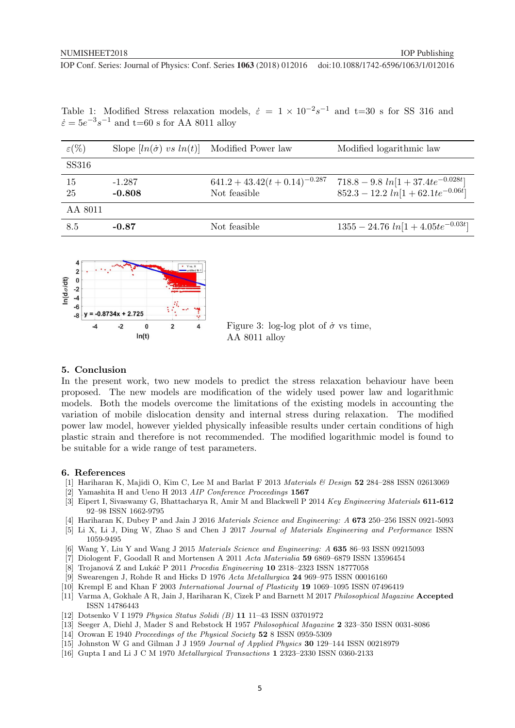Table 1: Modified Stress relaxation models, $\dot{\varepsilon} = 1 \times 10^{-2} s^{-1}$ and t=30 s for SS 316 and $\dot{\varepsilon} = 5e^{-3} s^{-1}$ and t=60 s for AA 8011 alloy

| $\varepsilon(\%)$ | Slope $[ln(\dot{\sigma})\ vs\ ln(t)]$ | Modified Power law | Modified logarithmic law |
|---|---|---|---|
| SS316 | | | |
| 15 | -1.287 | $641.2 + 43.42(t + 0.14)^{-0.287}$ | $718.8 - 9.8\ ln[1 + 37.4te^{-0.028t}]$ |
| 25 | **-0.808** | Not feasible | $852.3 - 12.2\ ln[1 + 62.1te^{-0.06t}]$ |
| AA 8011 | | | |
| 8.5 | **-0.87** | Not feasible | $1355 - 24.76\ ln[1 + 4.05te^{-0.03t}]$ |

Figure 3: log-log plot of $\dot{\sigma}$ vs time, AA 8011 alloy

## 5. Conclusion

In the present work, two new models to predict the stress relaxation behaviour have been proposed. The new models are modification of the widely used power law and logarithmic models. Both the models overcome the limitations of the existing models in accounting the variation of mobile dislocation density and internal stress during relaxation. The modified power law model, however yielded physically infeasible results under certain conditions of high plastic strain and therefore is not recommended. The modified logarithmic model is found to be suitable for a wide range of test parameters.

## 6. References

[1] Hariharan K, Majidi O, Kim C, Lee M and Barlat F 2013 *Materials & Design* **52** 284–288 ISSN 02613069

[2] Yamashita H and Ueno H 2013 *AIP Conference Proceedings* **1567**

[3] Eipert I, Sivaswamy G, Bhattacharya R, Amir M and Blackwell P 2014 *Key Engineering Materials* **611-612** 92–98 ISSN 1662-9795

[4] Hariharan K, Dubey P and Jain J 2016 *Materials Science and Engineering: A* **673** 250–256 ISSN 0921-5093

[5] Li X, Li J, Ding W, Zhao S and Chen J 2017 *Journal of Materials Engineering and Performance* ISSN 1059-9495

[6] Wang Y, Liu Y and Wang J 2015 *Materials Science and Engineering: A* **635** 86–93 ISSN 09215093

[7] Diologent F, Goodall R and Mortensen A 2011 *Acta Materialia* **59** 6869–6879 ISSN 13596454

[8] Trojanová Z and Lukáč P 2011 *Procedia Engineering* **10** 2318–2323 ISSN 18777058

[9] Swearengen J, Rohde R and Hicks D 1976 *Acta Metallurgica* **24** 969–975 ISSN 00016160

[10] Krempl E and Khan F 2003 *International Journal of Plasticity* **19** 1069–1095 ISSN 07496419

[11] Varma A, Gokhale A R, Jain J, Hariharan K, Cizek P and Barnett M 2017 *Philosophical Magazine* **Accepted** ISSN 14786443

[12] Dotsenko V I 1979 *Physica Status Solidi (B)* **11** 11–43 ISSN 03701972

[13] Seeger A, Diehl J, Mader S and Rebstock H 1957 *Philosophical Magazine* **2** 323–350 ISSN 0031-8086

[14] Orowan E 1940 *Proceedings of the Physical Society* **52** 8 ISSN 0959-5309

[15] Johnston W G and Gilman J J 1959 *Journal of Applied Physics* **30** 129–144 ISSN 00218979

[16] Gupta I and Li J C M 1970 *Metallurgical Transactions* **1** 2323–2330 ISSN 0360-2133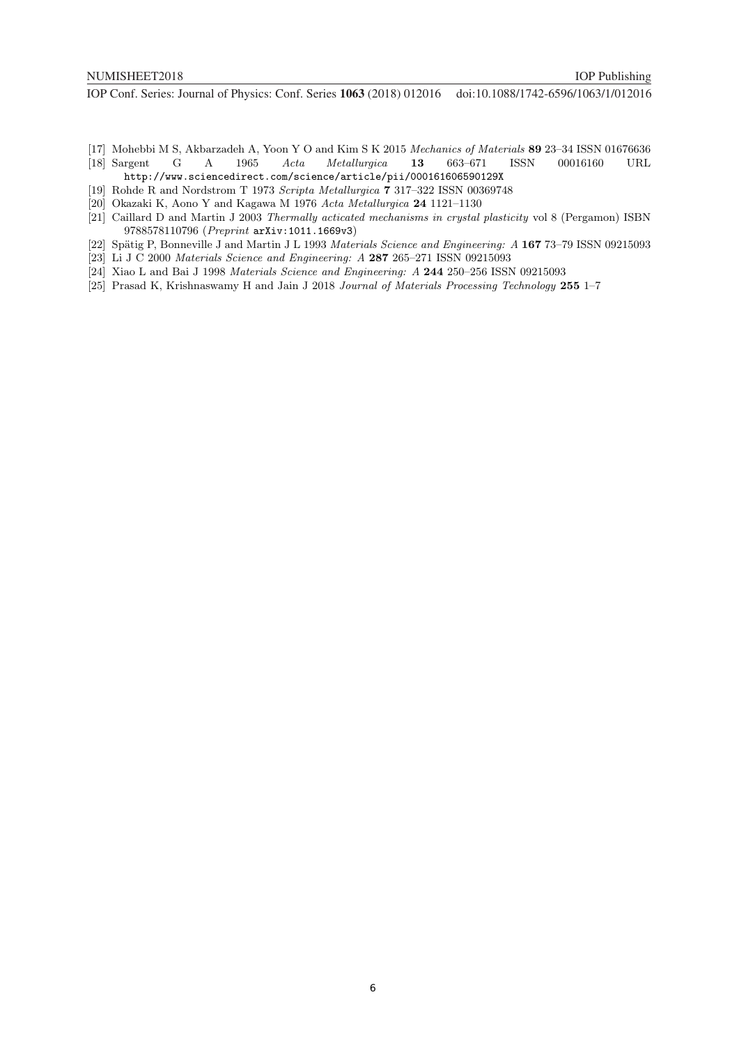[17] Mohebbi M S, Akbarzadeh A, Yoon Y O and Kim S K 2015 *Mechanics of Materials* **89** 23–34 ISSN 01676636

[18] Sargent G A 1965 *Acta Metallurgica* **13** 663–671 ISSN 00016160 URL `http://www.sciencedirect.com/science/article/pii/000161606590129X`

[19] Rohde R and Nordstrom T 1973 *Scripta Metallurgica* **7** 317–322 ISSN 00369748

[20] Okazaki K, Aono Y and Kagawa M 1976 *Acta Metallurgica* **24** 1121–1130

[21] Caillard D and Martin J 2003 *Thermally acticated mechanisms in crystal plasticity* vol 8 (Pergamon) ISBN 9788578110796 (*Preprint* `arXiv:1011.1669v3`)

[22] Spätig P, Bonneville J and Martin J L 1993 *Materials Science and Engineering: A* **167** 73–79 ISSN 09215093

[23] Li J C 2000 *Materials Science and Engineering: A* **287** 265–271 ISSN 09215093

[24] Xiao L and Bai J 1998 *Materials Science and Engineering: A* **244** 250–256 ISSN 09215093

[25] Prasad K, Krishnaswamy H and Jain J 2018 *Journal of Materials Processing Technology* **255** 1–7